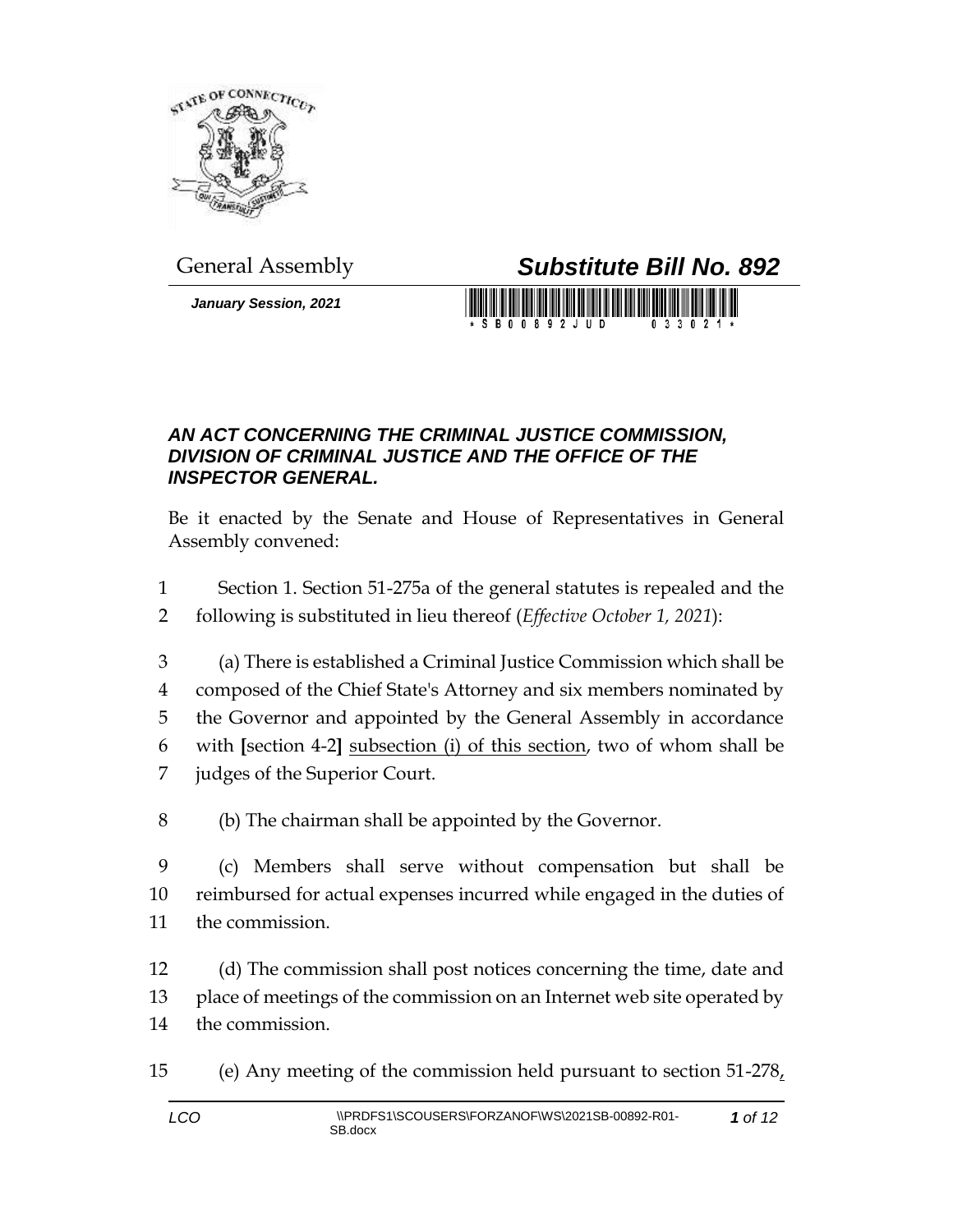General Assembly

# *Substitute Bill No. 892*

***January Session, 2021***

## *AN ACT CONCERNING THE CRIMINAL JUSTICE COMMISSION, DIVISION OF CRIMINAL JUSTICE AND THE OFFICE OF THE INSPECTOR GENERAL.*

Be it enacted by the Senate and House of Representatives in General Assembly convened:

1 Section 1. Section 51-275a of the general statutes is repealed and the
2 following is substituted in lieu thereof (*Effective October 1, 2021*):

3 (a) There is established a Criminal Justice Commission which shall be
4 composed of the Chief State's Attorney and six members nominated by
5 the Governor and appointed by the General Assembly in accordance
6 with **[**section 4-2**]** <u>subsection (i) of this section</u>, two of whom shall be
7 judges of the Superior Court.

8 (b) The chairman shall be appointed by the Governor.

9 (c) Members shall serve without compensation but shall be
10 reimbursed for actual expenses incurred while engaged in the duties of
11 the commission.

12 (d) The commission shall post notices concerning the time, date and
13 place of meetings of the commission on an Internet web site operated by
14 the commission.

15 (e) Any meeting of the commission held pursuant to section 51-278<u>,</u>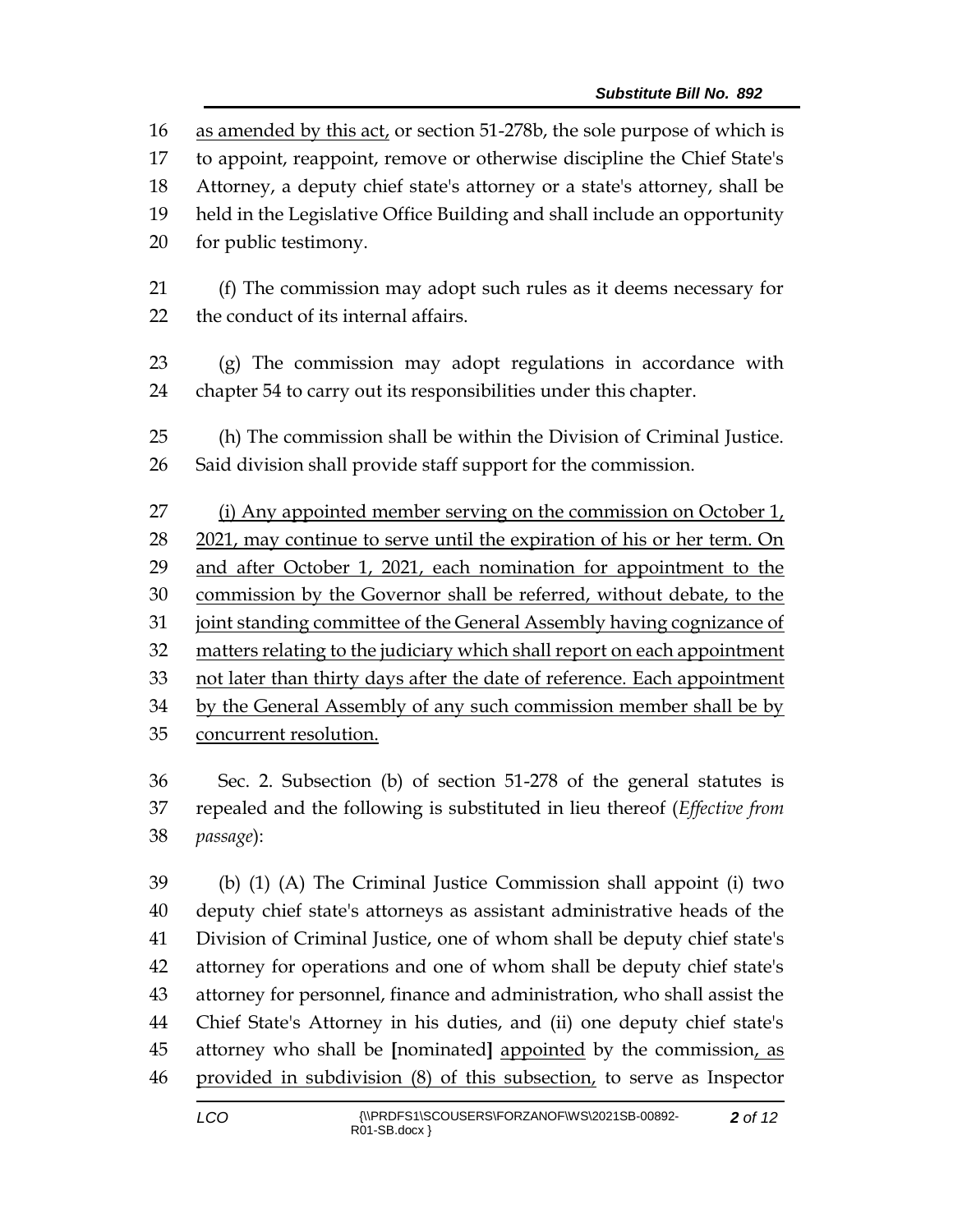<u>as amended by this act,</u> or section 51-278b, the sole purpose of which is to appoint, reappoint, remove or otherwise discipline the Chief State's Attorney, a deputy chief state's attorney or a state's attorney, shall be held in the Legislative Office Building and shall include an opportunity for public testimony.

(f) The commission may adopt such rules as it deems necessary for the conduct of its internal affairs.

(g) The commission may adopt regulations in accordance with chapter 54 to carry out its responsibilities under this chapter.

(h) The commission shall be within the Division of Criminal Justice. Said division shall provide staff support for the commission.

<u>(i) Any appointed member serving on the commission on October 1, 2021, may continue to serve until the expiration of his or her term. On and after October 1, 2021, each nomination for appointment to the commission by the Governor shall be referred, without debate, to the joint standing committee of the General Assembly having cognizance of matters relating to the judiciary which shall report on each appointment not later than thirty days after the date of reference. Each appointment by the General Assembly of any such commission member shall be by concurrent resolution.</u>

Sec. 2. Subsection (b) of section 51-278 of the general statutes is repealed and the following is substituted in lieu thereof (*Effective from passage*):

(b) (1) (A) The Criminal Justice Commission shall appoint (i) two deputy chief state's attorneys as assistant administrative heads of the Division of Criminal Justice, one of whom shall be deputy chief state's attorney for operations and one of whom shall be deputy chief state's attorney for personnel, finance and administration, who shall assist the Chief State's Attorney in his duties, and (ii) one deputy chief state's attorney who shall be **[**nominated**]** <u>appointed</u> by the commission<u>, as provided in subdivision (8) of this subsection,</u> to serve as Inspector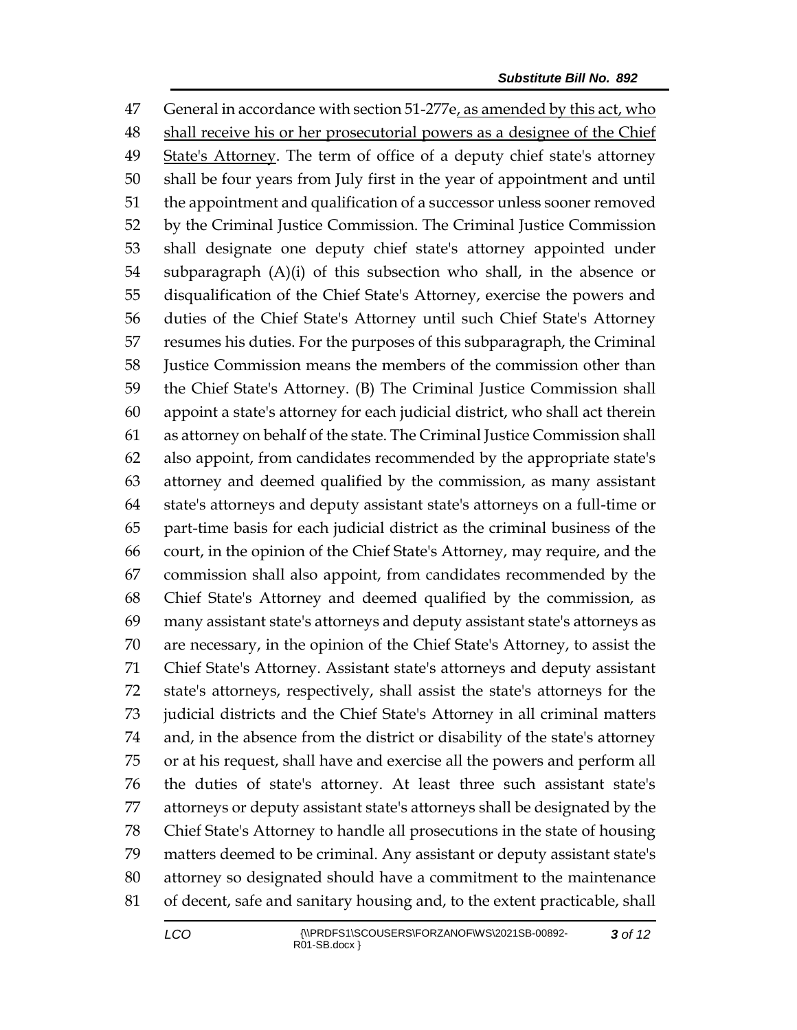General in accordance with section 51-277e<u>, as amended by this act, who shall receive his or her prosecutorial powers as a designee of the Chief State's Attorney</u>. The term of office of a deputy chief state's attorney shall be four years from July first in the year of appointment and until the appointment and qualification of a successor unless sooner removed by the Criminal Justice Commission. The Criminal Justice Commission shall designate one deputy chief state's attorney appointed under subparagraph (A)(i) of this subsection who shall, in the absence or disqualification of the Chief State's Attorney, exercise the powers and duties of the Chief State's Attorney until such Chief State's Attorney resumes his duties. For the purposes of this subparagraph, the Criminal Justice Commission means the members of the commission other than the Chief State's Attorney. (B) The Criminal Justice Commission shall appoint a state's attorney for each judicial district, who shall act therein as attorney on behalf of the state. The Criminal Justice Commission shall also appoint, from candidates recommended by the appropriate state's attorney and deemed qualified by the commission, as many assistant state's attorneys and deputy assistant state's attorneys on a full-time or part-time basis for each judicial district as the criminal business of the court, in the opinion of the Chief State's Attorney, may require, and the commission shall also appoint, from candidates recommended by the Chief State's Attorney and deemed qualified by the commission, as many assistant state's attorneys and deputy assistant state's attorneys as are necessary, in the opinion of the Chief State's Attorney, to assist the Chief State's Attorney. Assistant state's attorneys and deputy assistant state's attorneys, respectively, shall assist the state's attorneys for the judicial districts and the Chief State's Attorney in all criminal matters and, in the absence from the district or disability of the state's attorney or at his request, shall have and exercise all the powers and perform all the duties of state's attorney. At least three such assistant state's attorneys or deputy assistant state's attorneys shall be designated by the Chief State's Attorney to handle all prosecutions in the state of housing matters deemed to be criminal. Any assistant or deputy assistant state's attorney so designated should have a commitment to the maintenance of decent, safe and sanitary housing and, to the extent practicable, shall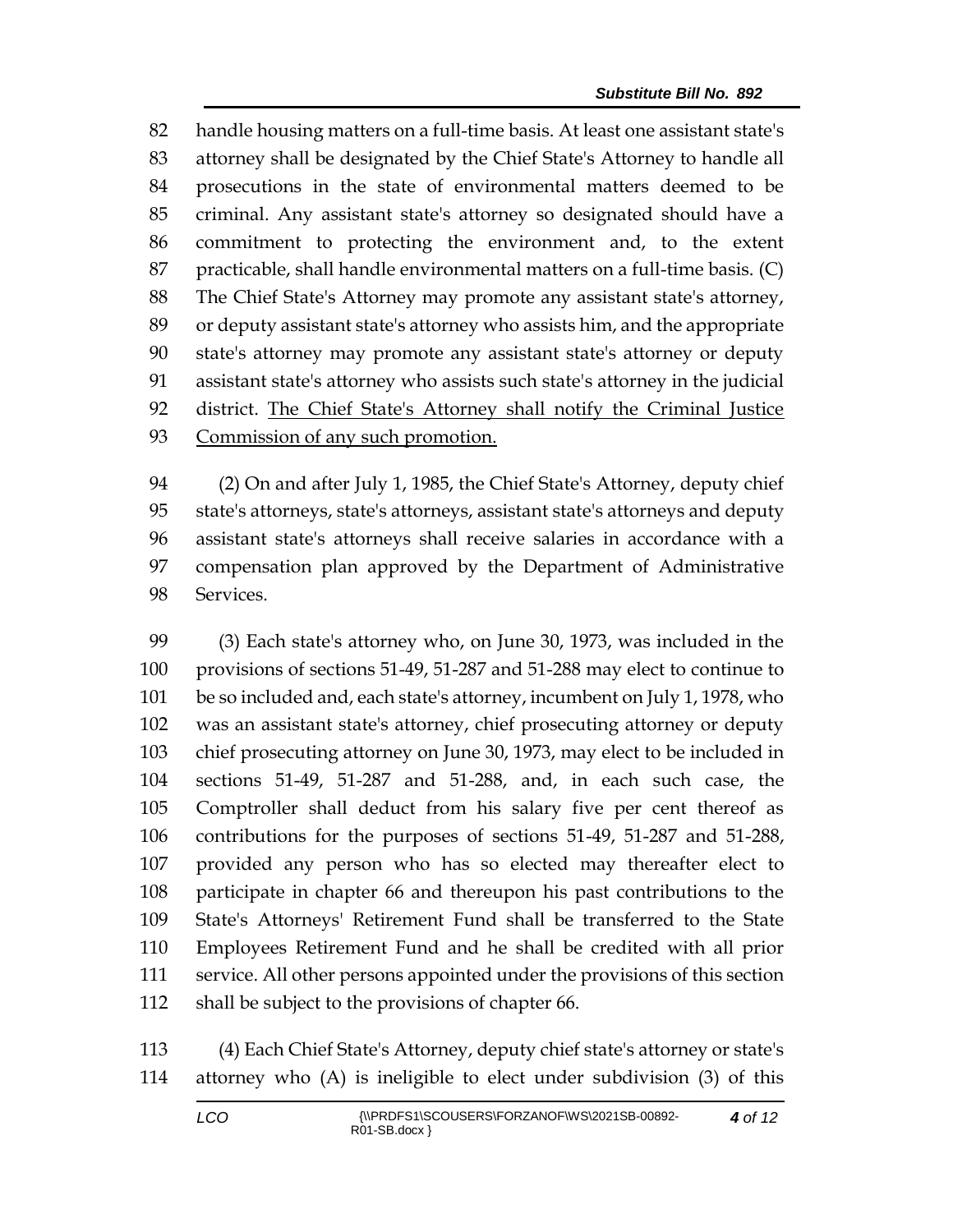handle housing matters on a full-time basis. At least one assistant state's attorney shall be designated by the Chief State's Attorney to handle all prosecutions in the state of environmental matters deemed to be criminal. Any assistant state's attorney so designated should have a commitment to protecting the environment and, to the extent practicable, shall handle environmental matters on a full-time basis. (C) The Chief State's Attorney may promote any assistant state's attorney, or deputy assistant state's attorney who assists him, and the appropriate state's attorney may promote any assistant state's attorney or deputy assistant state's attorney who assists such state's attorney in the judicial district. <u>The Chief State's Attorney shall notify the Criminal Justice Commission of any such promotion.</u>

(2) On and after July 1, 1985, the Chief State's Attorney, deputy chief state's attorneys, state's attorneys, assistant state's attorneys and deputy assistant state's attorneys shall receive salaries in accordance with a compensation plan approved by the Department of Administrative Services.

(3) Each state's attorney who, on June 30, 1973, was included in the provisions of sections 51-49, 51-287 and 51-288 may elect to continue to be so included and, each state's attorney, incumbent on July 1, 1978, who was an assistant state's attorney, chief prosecuting attorney or deputy chief prosecuting attorney on June 30, 1973, may elect to be included in sections 51-49, 51-287 and 51-288, and, in each such case, the Comptroller shall deduct from his salary five per cent thereof as contributions for the purposes of sections 51-49, 51-287 and 51-288, provided any person who has so elected may thereafter elect to participate in chapter 66 and thereupon his past contributions to the State's Attorneys' Retirement Fund shall be transferred to the State Employees Retirement Fund and he shall be credited with all prior service. All other persons appointed under the provisions of this section shall be subject to the provisions of chapter 66.

(4) Each Chief State's Attorney, deputy chief state's attorney or state's attorney who (A) is ineligible to elect under subdivision (3) of this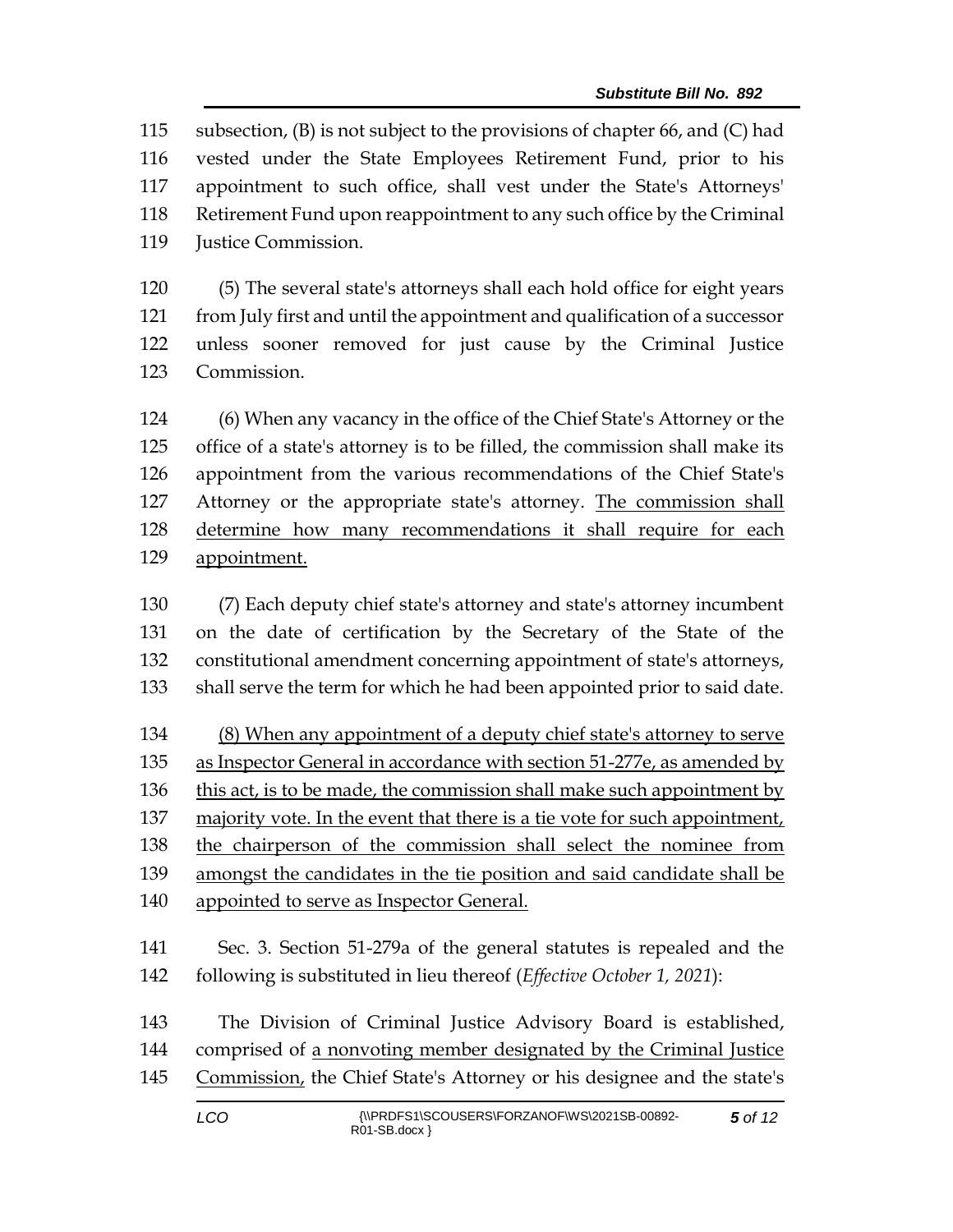subsection, (B) is not subject to the provisions of chapter 66, and (C) had vested under the State Employees Retirement Fund, prior to his appointment to such office, shall vest under the State's Attorneys' Retirement Fund upon reappointment to any such office by the Criminal Justice Commission.

(5) The several state's attorneys shall each hold office for eight years from July first and until the appointment and qualification of a successor unless sooner removed for just cause by the Criminal Justice Commission.

(6) When any vacancy in the office of the Chief State's Attorney or the office of a state's attorney is to be filled, the commission shall make its appointment from the various recommendations of the Chief State's Attorney or the appropriate state's attorney. <u>The commission shall determine how many recommendations it shall require for each appointment.</u>

(7) Each deputy chief state's attorney and state's attorney incumbent on the date of certification by the Secretary of the State of the constitutional amendment concerning appointment of state's attorneys, shall serve the term for which he had been appointed prior to said date.

<u>(8) When any appointment of a deputy chief state's attorney to serve as Inspector General in accordance with section 51-277e, as amended by this act, is to be made, the commission shall make such appointment by majority vote. In the event that there is a tie vote for such appointment, the chairperson of the commission shall select the nominee from amongst the candidates in the tie position and said candidate shall be appointed to serve as Inspector General.</u>

Sec. 3. Section 51-279a of the general statutes is repealed and the following is substituted in lieu thereof (*Effective October 1, 2021*):

The Division of Criminal Justice Advisory Board is established, comprised of <u>a nonvoting member designated by the Criminal Justice Commission,</u> the Chief State's Attorney or his designee and the state's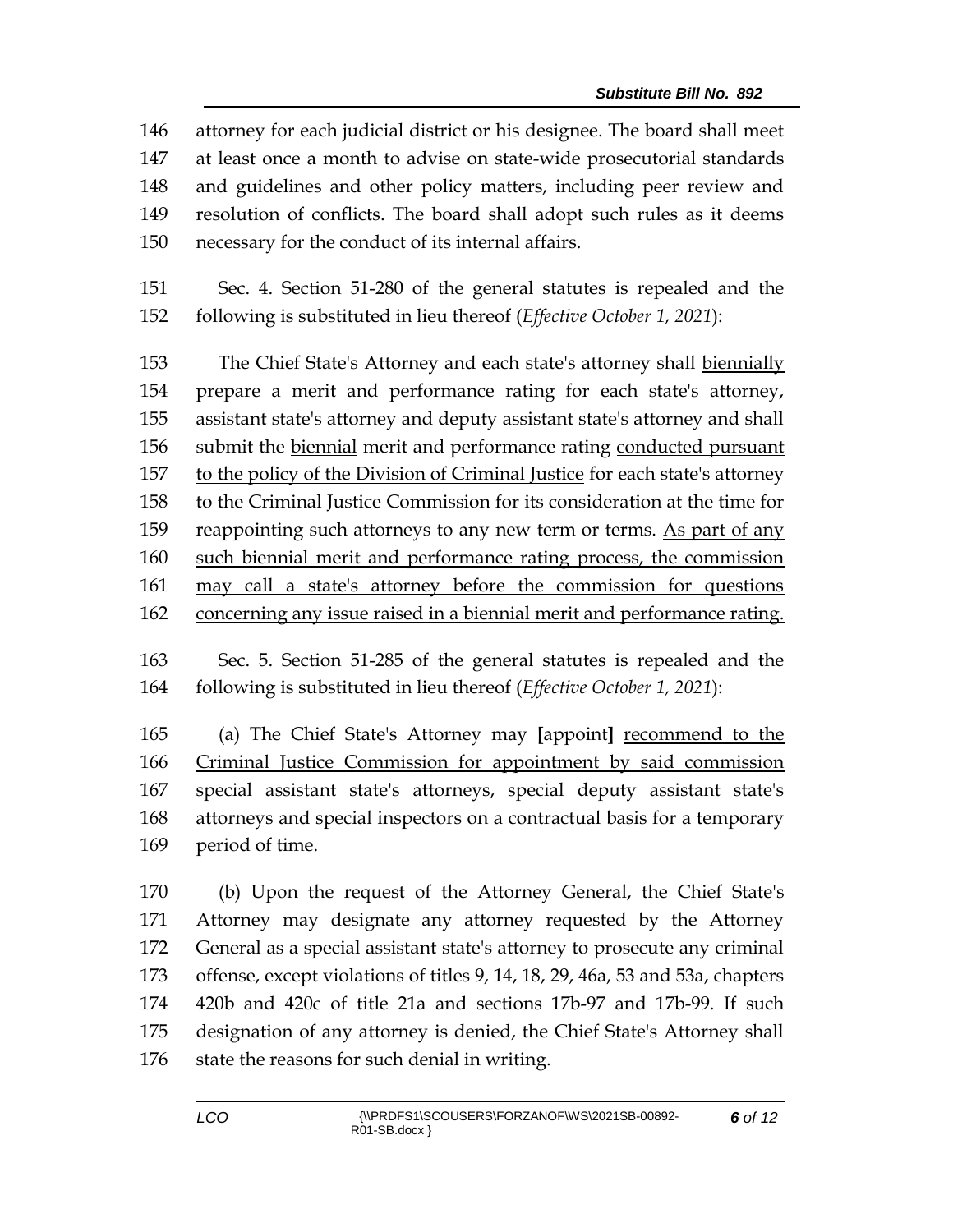146 attorney for each judicial district or his designee. The board shall meet
147 at least once a month to advise on state-wide prosecutorial standards
148 and guidelines and other policy matters, including peer review and
149 resolution of conflicts. The board shall adopt such rules as it deems
150 necessary for the conduct of its internal affairs.

151 Sec. 4. Section 51-280 of the general statutes is repealed and the
152 following is substituted in lieu thereof (*Effective October 1, 2021*):

153 The Chief State's Attorney and each state's attorney shall <u>biennially</u>
154 prepare a merit and performance rating for each state's attorney,
155 assistant state's attorney and deputy assistant state's attorney and shall
156 submit the <u>biennial</u> merit and performance rating <u>conducted pursuant</u>
157 <u>to the policy of the Division of Criminal Justice</u> for each state's attorney
158 to the Criminal Justice Commission for its consideration at the time for
159 reappointing such attorneys to any new term or terms. <u>As part of any</u>
160 <u>such biennial merit and performance rating process, the commission</u>
161 <u>may call a state's attorney before the commission for questions</u>
162 <u>concerning any issue raised in a biennial merit and performance rating.</u>

163 Sec. 5. Section 51-285 of the general statutes is repealed and the
164 following is substituted in lieu thereof (*Effective October 1, 2021*):

165 (a) The Chief State's Attorney may **[**appoint**]** <u>recommend to the</u>
166 <u>Criminal Justice Commission for appointment by said commission</u>
167 special assistant state's attorneys, special deputy assistant state's
168 attorneys and special inspectors on a contractual basis for a temporary
169 period of time.

170 (b) Upon the request of the Attorney General, the Chief State's
171 Attorney may designate any attorney requested by the Attorney
172 General as a special assistant state's attorney to prosecute any criminal
173 offense, except violations of titles 9, 14, 18, 29, 46a, 53 and 53a, chapters
174 420b and 420c of title 21a and sections 17b-97 and 17b-99. If such
175 designation of any attorney is denied, the Chief State's Attorney shall
176 state the reasons for such denial in writing.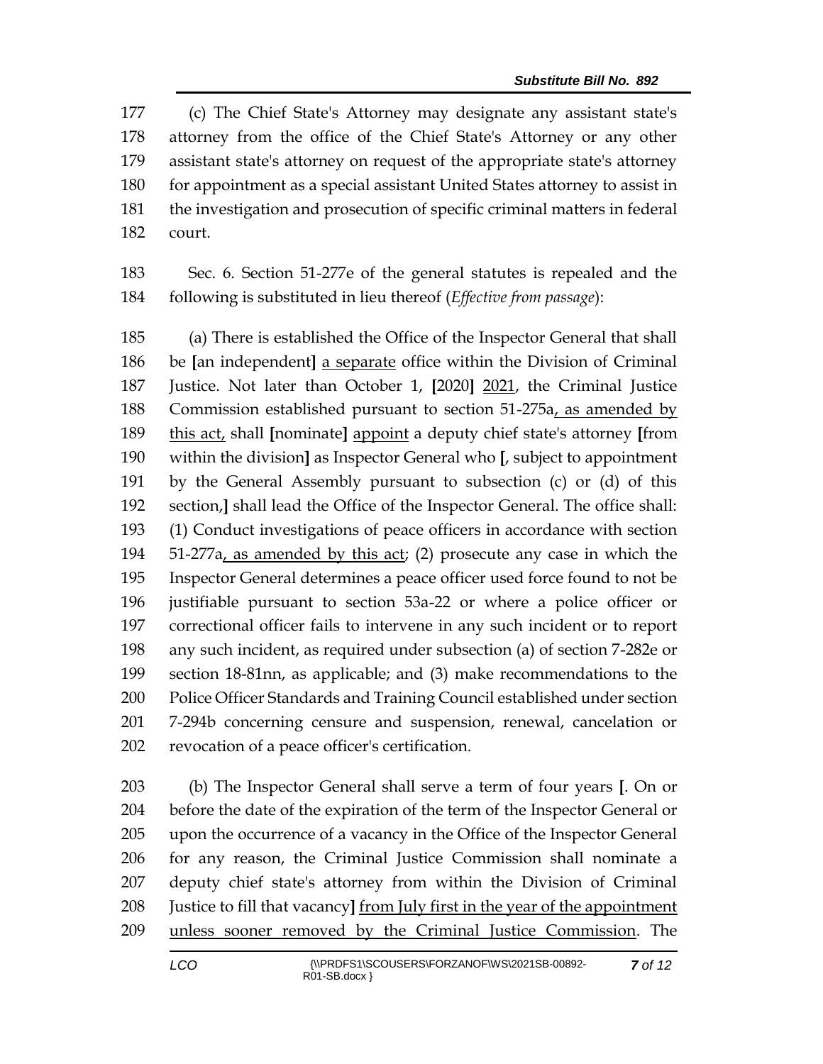(c) The Chief State's Attorney may designate any assistant state's attorney from the office of the Chief State's Attorney or any other assistant state's attorney on request of the appropriate state's attorney for appointment as a special assistant United States attorney to assist in the investigation and prosecution of specific criminal matters in federal court.

Sec. 6. Section 51-277e of the general statutes is repealed and the following is substituted in lieu thereof (*Effective from passage*):

(a) There is established the Office of the Inspector General that shall be **[**an independent**]** <u>a separate</u> office within the Division of Criminal Justice. Not later than October 1, **[**2020**]** <u>2021</u>, the Criminal Justice Commission established pursuant to section 51-275a<u>, as amended by this act,</u> shall **[**nominate**]** <u>appoint</u> a deputy chief state's attorney **[**from within the division**]** as Inspector General who **[**, subject to appointment by the General Assembly pursuant to subsection (c) or (d) of this section,**]** shall lead the Office of the Inspector General. The office shall: (1) Conduct investigations of peace officers in accordance with section 51-277a<u>, as amended by this act</u>; (2) prosecute any case in which the Inspector General determines a peace officer used force found to not be justifiable pursuant to section 53a-22 or where a police officer or correctional officer fails to intervene in any such incident or to report any such incident, as required under subsection (a) of section 7-282e or section 18-81nn, as applicable; and (3) make recommendations to the Police Officer Standards and Training Council established under section 7-294b concerning censure and suspension, renewal, cancelation or revocation of a peace officer's certification.

(b) The Inspector General shall serve a term of four years **[**. On or before the date of the expiration of the term of the Inspector General or upon the occurrence of a vacancy in the Office of the Inspector General for any reason, the Criminal Justice Commission shall nominate a deputy chief state's attorney from within the Division of Criminal Justice to fill that vacancy**]** <u>from July first in the year of the appointment unless sooner removed by the Criminal Justice Commission</u>. The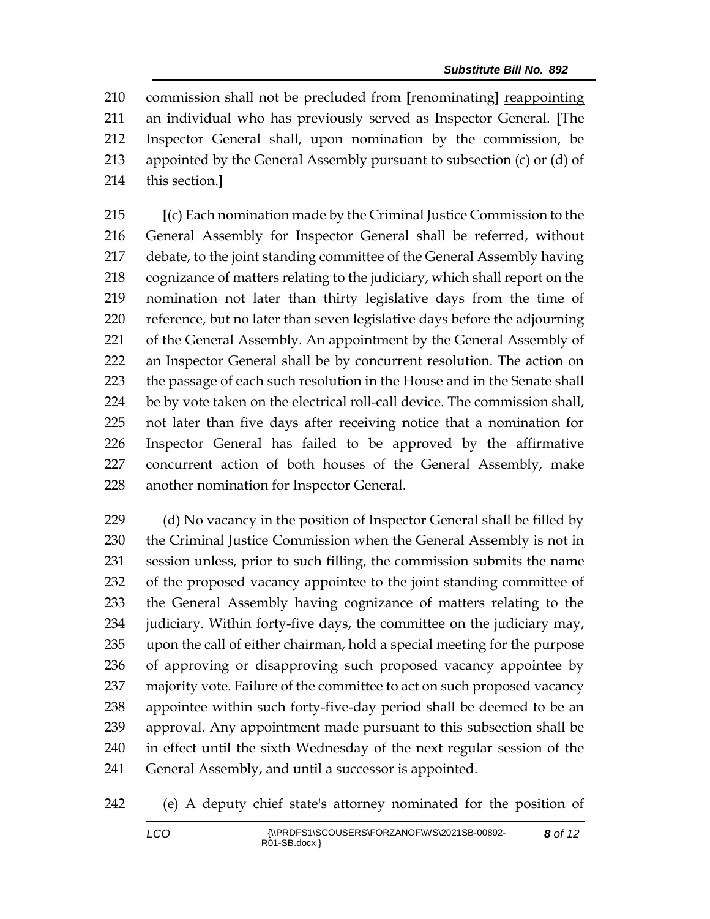commission shall not be precluded from [renominating] <u>reappointing</u> an individual who has previously served as Inspector General. [The Inspector General shall, upon nomination by the commission, be appointed by the General Assembly pursuant to subsection (c) or (d) of this section.]

[(c) Each nomination made by the Criminal Justice Commission to the General Assembly for Inspector General shall be referred, without debate, to the joint standing committee of the General Assembly having cognizance of matters relating to the judiciary, which shall report on the nomination not later than thirty legislative days from the time of reference, but no later than seven legislative days before the adjourning of the General Assembly. An appointment by the General Assembly of an Inspector General shall be by concurrent resolution. The action on the passage of each such resolution in the House and in the Senate shall be by vote taken on the electrical roll-call device. The commission shall, not later than five days after receiving notice that a nomination for Inspector General has failed to be approved by the affirmative concurrent action of both houses of the General Assembly, make another nomination for Inspector General.

(d) No vacancy in the position of Inspector General shall be filled by the Criminal Justice Commission when the General Assembly is not in session unless, prior to such filling, the commission submits the name of the proposed vacancy appointee to the joint standing committee of the General Assembly having cognizance of matters relating to the judiciary. Within forty-five days, the committee on the judiciary may, upon the call of either chairman, hold a special meeting for the purpose of approving or disapproving such proposed vacancy appointee by majority vote. Failure of the committee to act on such proposed vacancy appointee within such forty-five-day period shall be deemed to be an approval. Any appointment made pursuant to this subsection shall be in effect until the sixth Wednesday of the next regular session of the General Assembly, and until a successor is appointed.

(e) A deputy chief state's attorney nominated for the position of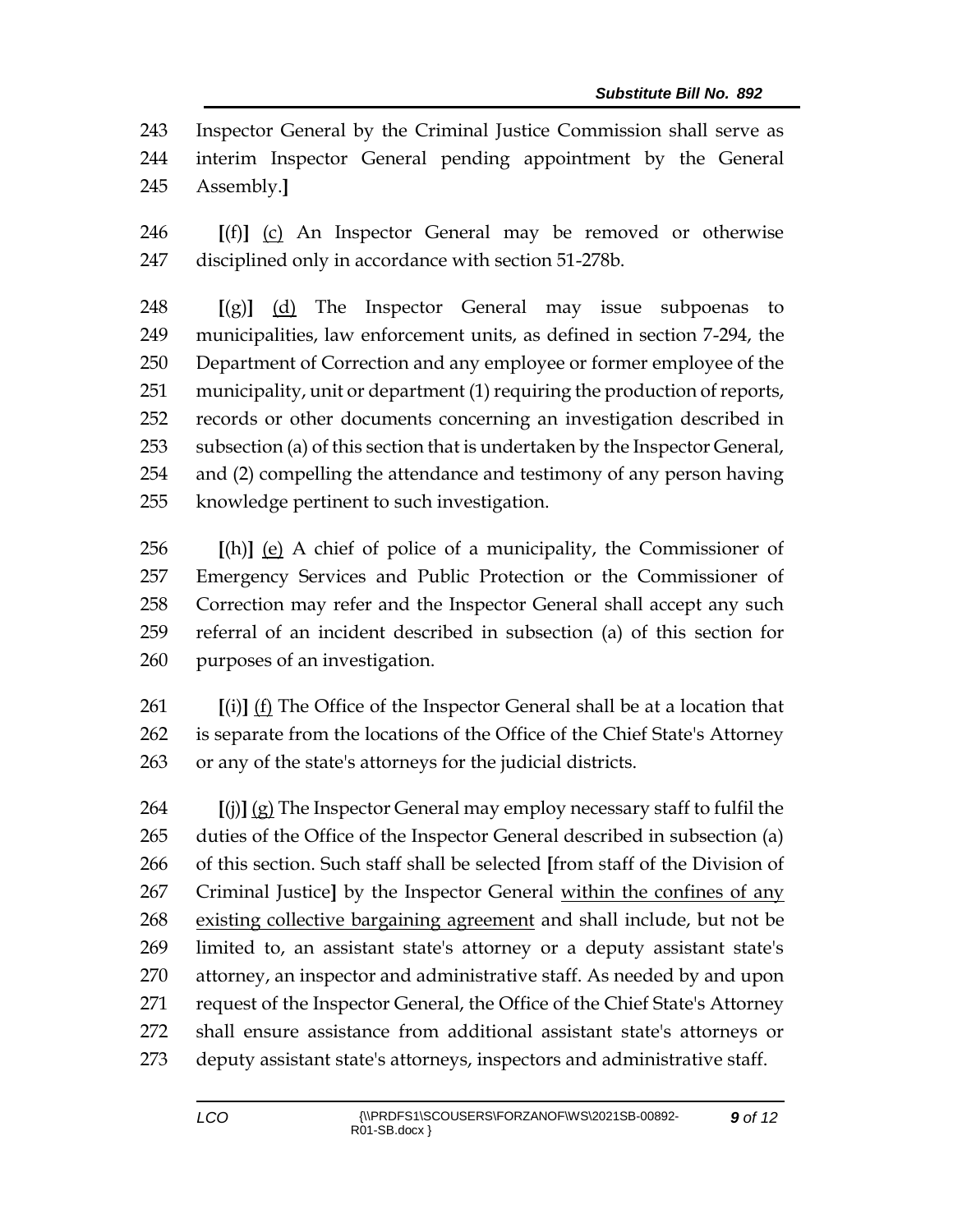243 Inspector General by the Criminal Justice Commission shall serve as
244 interim Inspector General pending appointment by the General
245 Assembly.]

246 [(f)] (c) An Inspector General may be removed or otherwise
247 disciplined only in accordance with section 51-278b.

248 [(g)] (d) The Inspector General may issue subpoenas to
249 municipalities, law enforcement units, as defined in section 7-294, the
250 Department of Correction and any employee or former employee of the
251 municipality, unit or department (1) requiring the production of reports,
252 records or other documents concerning an investigation described in
253 subsection (a) of this section that is undertaken by the Inspector General,
254 and (2) compelling the attendance and testimony of any person having
255 knowledge pertinent to such investigation.

256 [(h)] (e) A chief of police of a municipality, the Commissioner of
257 Emergency Services and Public Protection or the Commissioner of
258 Correction may refer and the Inspector General shall accept any such
259 referral of an incident described in subsection (a) of this section for
260 purposes of an investigation.

261 [(i)] (f) The Office of the Inspector General shall be at a location that
262 is separate from the locations of the Office of the Chief State's Attorney
263 or any of the state's attorneys for the judicial districts.

264 [(j)] (g) The Inspector General may employ necessary staff to fulfil the
265 duties of the Office of the Inspector General described in subsection (a)
266 of this section. Such staff shall be selected [from staff of the Division of
267 Criminal Justice] by the Inspector General within the confines of any
268 existing collective bargaining agreement and shall include, but not be
269 limited to, an assistant state's attorney or a deputy assistant state's
270 attorney, an inspector and administrative staff. As needed by and upon
271 request of the Inspector General, the Office of the Chief State's Attorney
272 shall ensure assistance from additional assistant state's attorneys or
273 deputy assistant state's attorneys, inspectors and administrative staff.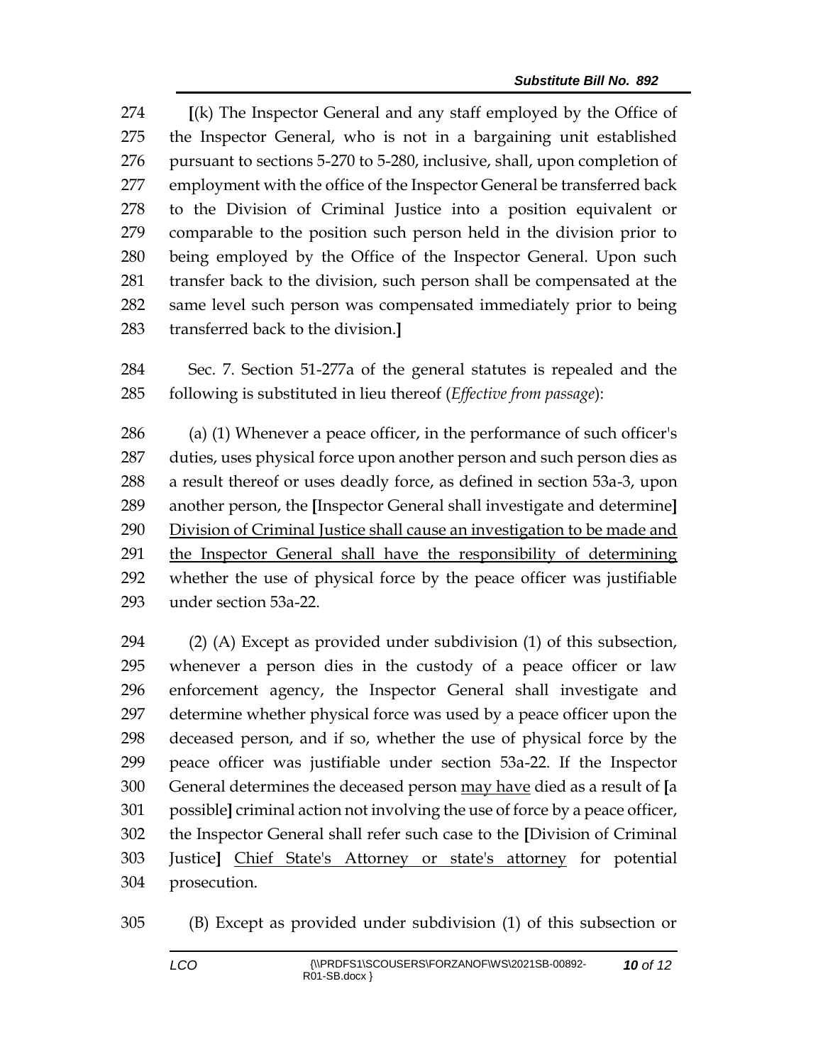[(k) The Inspector General and any staff employed by the Office of the Inspector General, who is not in a bargaining unit established pursuant to sections 5-270 to 5-280, inclusive, shall, upon completion of employment with the office of the Inspector General be transferred back to the Division of Criminal Justice into a position equivalent or comparable to the position such person held in the division prior to being employed by the Office of the Inspector General. Upon such transfer back to the division, such person shall be compensated at the same level such person was compensated immediately prior to being transferred back to the division.]

Sec. 7. Section 51-277a of the general statutes is repealed and the following is substituted in lieu thereof (*Effective from passage*):

(a) (1) Whenever a peace officer, in the performance of such officer's duties, uses physical force upon another person and such person dies as a result thereof or uses deadly force, as defined in section 53a-3, upon another person, the [Inspector General shall investigate and determine] <u>Division of Criminal Justice shall cause an investigation to be made and the Inspector General shall have the responsibility of determining</u> whether the use of physical force by the peace officer was justifiable under section 53a-22.

(2) (A) Except as provided under subdivision (1) of this subsection, whenever a person dies in the custody of a peace officer or law enforcement agency, the Inspector General shall investigate and determine whether physical force was used by a peace officer upon the deceased person, and if so, whether the use of physical force by the peace officer was justifiable under section 53a-22. If the Inspector General determines the deceased person <u>may have</u> died as a result of [a possible] criminal action not involving the use of force by a peace officer, the Inspector General shall refer such case to the [Division of Criminal Justice] <u>Chief State's Attorney or state's attorney</u> for potential prosecution.

(B) Except as provided under subdivision (1) of this subsection or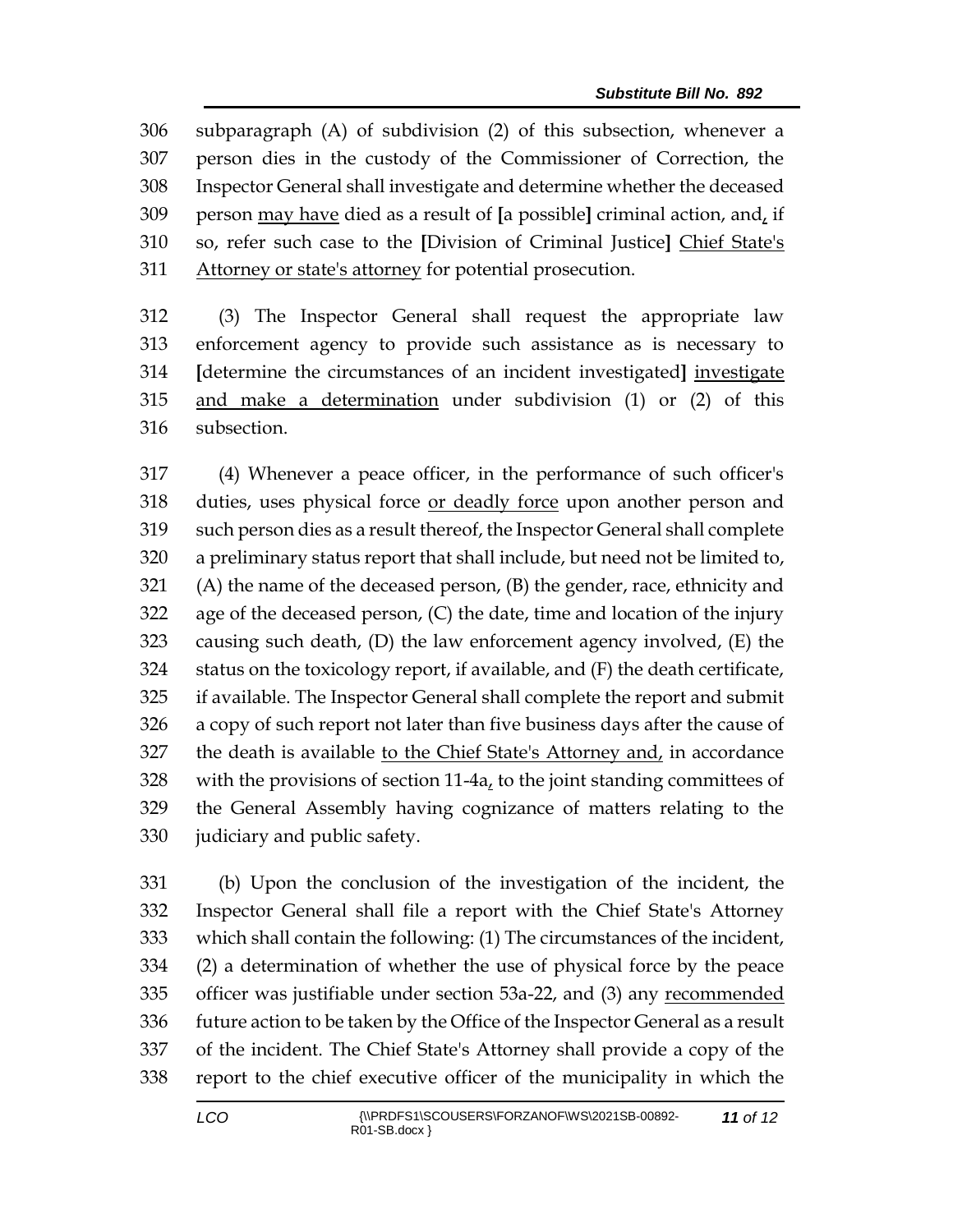subparagraph (A) of subdivision (2) of this subsection, whenever a person dies in the custody of the Commissioner of Correction, the Inspector General shall investigate and determine whether the deceased person may have died as a result of [a possible] criminal action, and, if so, refer such case to the [Division of Criminal Justice] Chief State's Attorney or state's attorney for potential prosecution.

(3) The Inspector General shall request the appropriate law enforcement agency to provide such assistance as is necessary to [determine the circumstances of an incident investigated] investigate and make a determination under subdivision (1) or (2) of this subsection.

(4) Whenever a peace officer, in the performance of such officer's duties, uses physical force or deadly force upon another person and such person dies as a result thereof, the Inspector General shall complete a preliminary status report that shall include, but need not be limited to, (A) the name of the deceased person, (B) the gender, race, ethnicity and age of the deceased person, (C) the date, time and location of the injury causing such death, (D) the law enforcement agency involved, (E) the status on the toxicology report, if available, and (F) the death certificate, if available. The Inspector General shall complete the report and submit a copy of such report not later than five business days after the cause of the death is available to the Chief State's Attorney and, in accordance with the provisions of section 11-4a, to the joint standing committees of the General Assembly having cognizance of matters relating to the judiciary and public safety.

(b) Upon the conclusion of the investigation of the incident, the Inspector General shall file a report with the Chief State's Attorney which shall contain the following: (1) The circumstances of the incident, (2) a determination of whether the use of physical force by the peace officer was justifiable under section 53a-22, and (3) any recommended future action to be taken by the Office of the Inspector General as a result of the incident. The Chief State's Attorney shall provide a copy of the report to the chief executive officer of the municipality in which the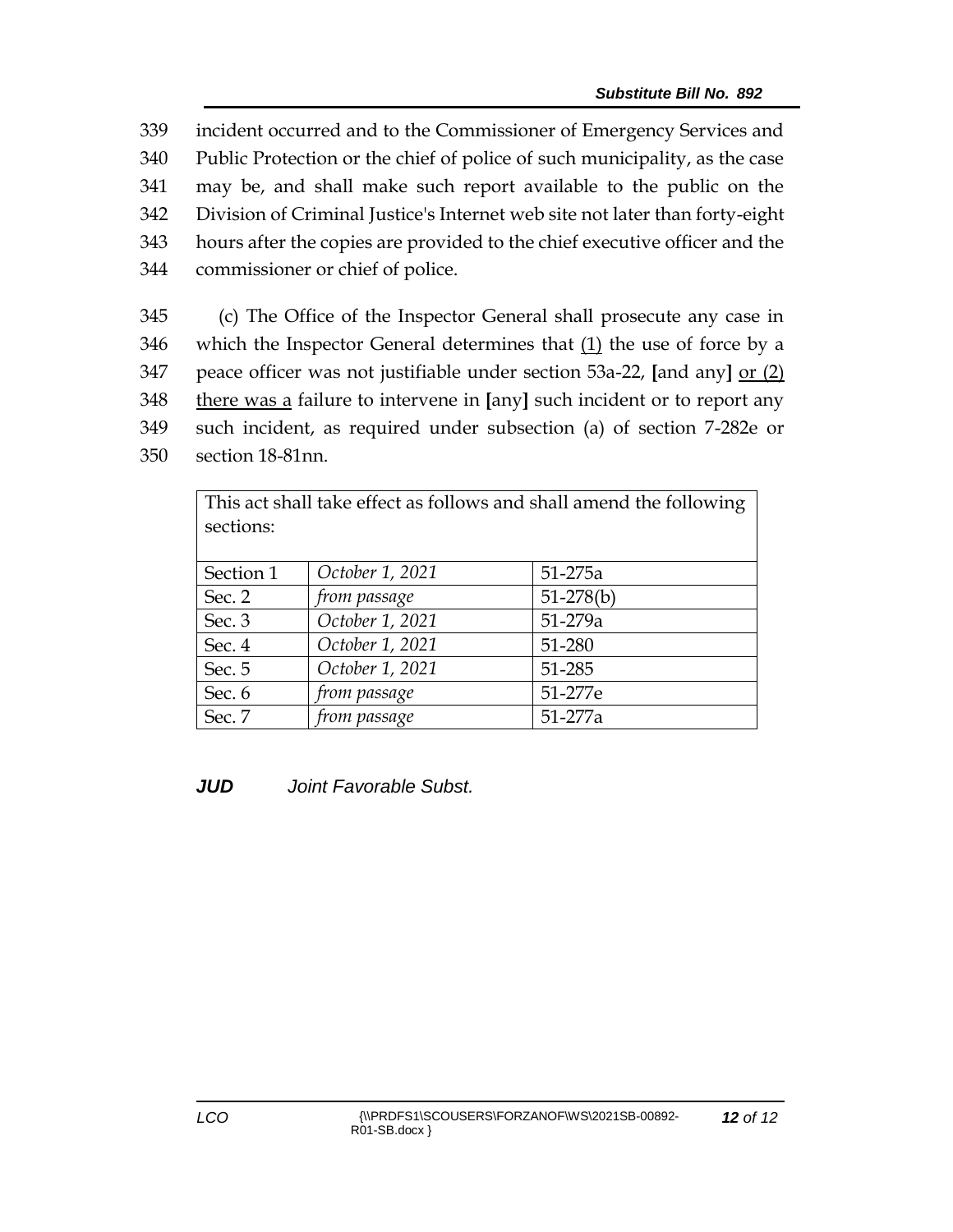339 incident occurred and to the Commissioner of Emergency Services and
340 Public Protection or the chief of police of such municipality, as the case
341 may be, and shall make such report available to the public on the
342 Division of Criminal Justice's Internet web site not later than forty-eight
343 hours after the copies are provided to the chief executive officer and the
344 commissioner or chief of police.

345 (c) The Office of the Inspector General shall prosecute any case in
346 which the Inspector General determines that <u>(1)</u> the use of force by a
347 peace officer was not justifiable under section 53a-22, **[**and any**]** <u>or (2)</u>
348 <u>there was a</u> failure to intervene in **[**any**]** such incident or to report any
349 such incident, as required under subsection (a) of section 7-282e or
350 section 18-81nn.

| This act shall take effect as follows and shall amend the following sections: | | |
|---|---|---|
| Section 1 | *October 1, 2021* | 51-275a |
| Sec. 2 | *from passage* | 51-278(b) |
| Sec. 3 | *October 1, 2021* | 51-279a |
| Sec. 4 | *October 1, 2021* | 51-280 |
| Sec. 5 | *October 1, 2021* | 51-285 |
| Sec. 6 | *from passage* | 51-277e |
| Sec. 7 | *from passage* | 51-277a |

***JUD*** *Joint Favorable Subst.*